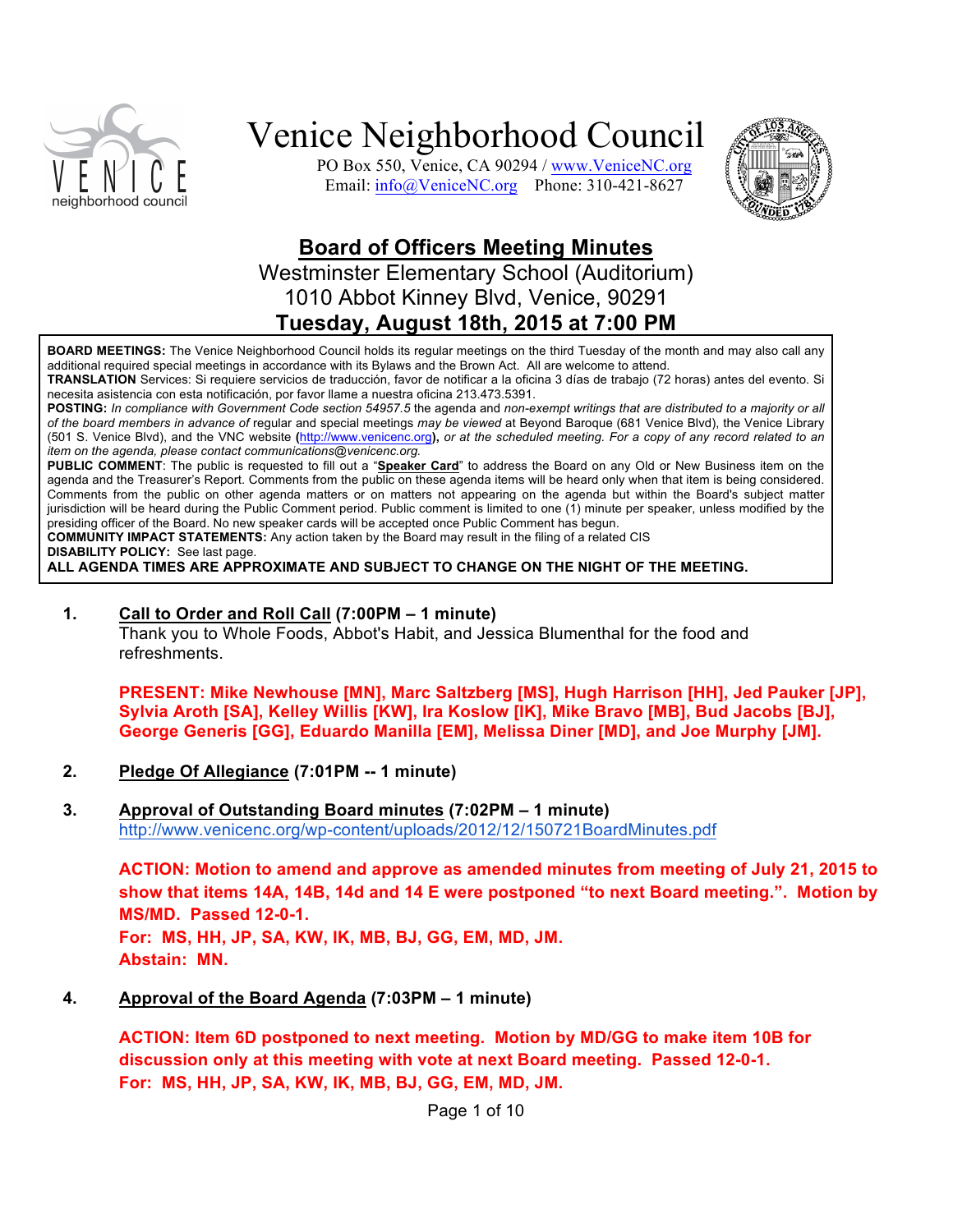# Venice Neighborhood Council

PO Box 550, Venice, CA 90294 / www.VeniceNC.org
Email: info@VeniceNC.org Phone: 310-421-8627

## Board of Officers Meeting Minutes

Westminster Elementary School (Auditorium)
1010 Abbot Kinney Blvd, Venice, 90291
**Tuesday, August 18th, 2015 at 7:00 PM**

**BOARD MEETINGS:** The Venice Neighborhood Council holds its regular meetings on the third Tuesday of the month and may also call any additional required special meetings in accordance with its Bylaws and the Brown Act. All are welcome to attend.
**TRANSLATION** Services: Si requiere servicios de traducción, favor de notificar a la oficina 3 días de trabajo (72 horas) antes del evento. Si necesita asistencia con esta notificación, por favor llame a nuestra oficina 213.473.5391.
**POSTING:** *In compliance with Government Code section 54957.5* the agenda and *non-exempt writings that are distributed to a majority or all of the board members in advance of* regular and special meetings *may be viewed* at Beyond Baroque (681 Venice Blvd), the Venice Library (501 S. Venice Blvd), and the VNC website **(**http://www.venicenc.org**)**, *or at the scheduled meeting. For a copy of any record related to an item on the agenda, please contact communications@venicenc.org.*
**PUBLIC COMMENT**: The public is requested to fill out a "**Speaker Card**" to address the Board on any Old or New Business item on the agenda and the Treasurer's Report. Comments from the public on these agenda items will be heard only when that item is being considered. Comments from the public on other agenda matters or on matters not appearing on the agenda but within the Board's subject matter jurisdiction will be heard during the Public Comment period. Public comment is limited to one (1) minute per speaker, unless modified by the presiding officer of the Board. No new speaker cards will be accepted once Public Comment has begun.
**COMMUNITY IMPACT STATEMENTS:** Any action taken by the Board may result in the filing of a related CIS
**DISABILITY POLICY:** See last page.
**ALL AGENDA TIMES ARE APPROXIMATE AND SUBJECT TO CHANGE ON THE NIGHT OF THE MEETING.**

1. **Call to Order and Roll Call (7:00PM – 1 minute)**
   Thank you to Whole Foods, Abbot's Habit, and Jessica Blumenthal for the food and refreshments.

   **PRESENT: Mike Newhouse [MN], Marc Saltzberg [MS], Hugh Harrison [HH], Jed Pauker [JP], Sylvia Aroth [SA], Kelley Willis [KW], Ira Koslow [IK], Mike Bravo [MB], Bud Jacobs [BJ], George Generis [GG], Eduardo Manilla [EM], Melissa Diner [MD], and Joe Murphy [JM].**

2. **Pledge Of Allegiance (7:01PM -- 1 minute)**

3. **Approval of Outstanding Board minutes (7:02PM – 1 minute)**
   http://www.venicenc.org/wp-content/uploads/2012/12/150721BoardMinutes.pdf

   **ACTION: Motion to amend and approve as amended minutes from meeting of July 21, 2015 to show that items 14A, 14B, 14d and 14 E were postponed "to next Board meeting.". Motion by MS/MD. Passed 12-0-1.**
   **For: MS, HH, JP, SA, KW, IK, MB, BJ, GG, EM, MD, JM.**
   **Abstain: MN.**

4. **Approval of the Board Agenda (7:03PM – 1 minute)**

   **ACTION: Item 6D postponed to next meeting. Motion by MD/GG to make item 10B for discussion only at this meeting with vote at next Board meeting. Passed 12-0-1.**
   **For: MS, HH, JP, SA, KW, IK, MB, BJ, GG, EM, MD, JM.**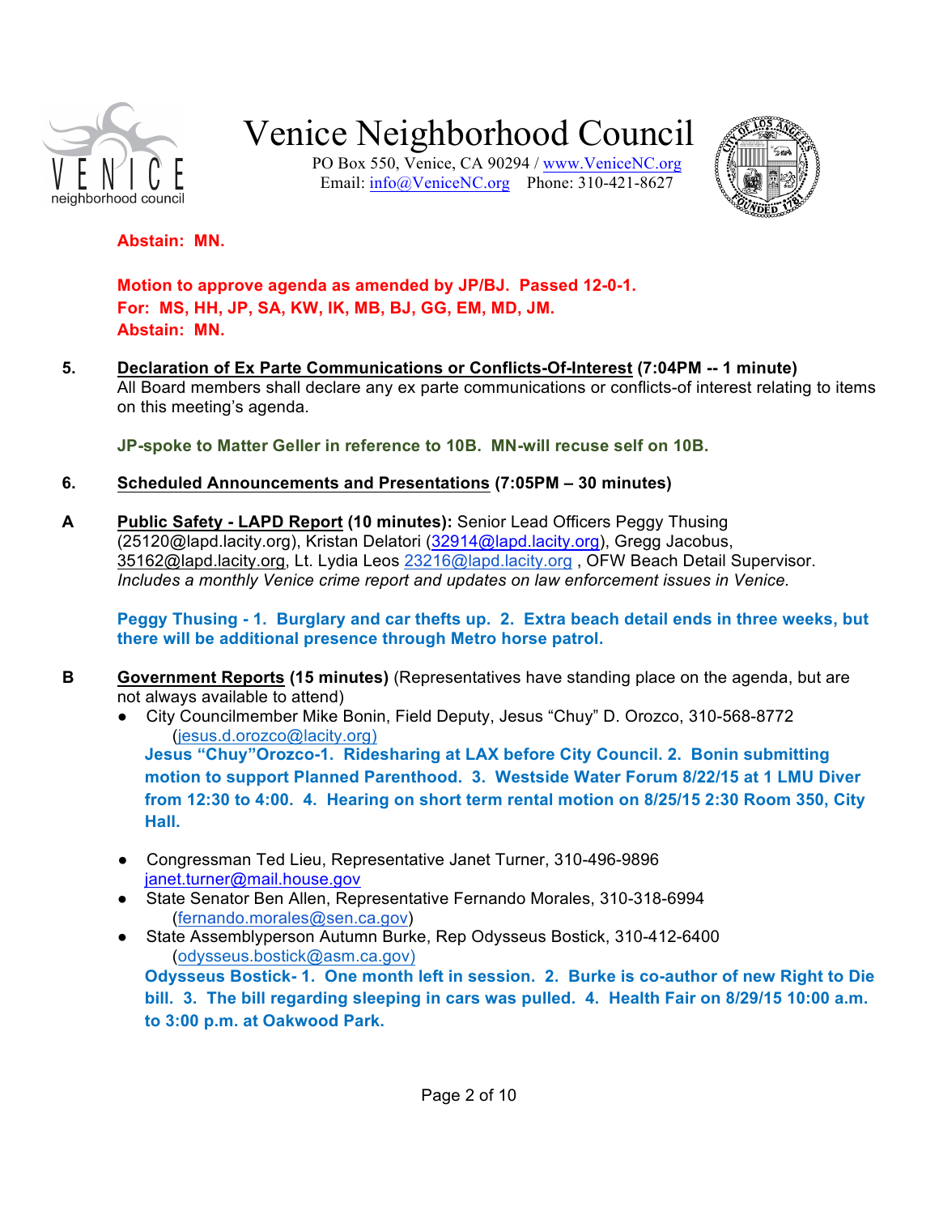**Abstain: MN.**

**Motion to approve agenda as amended by JP/BJ. Passed 12-0-1.**
**For: MS, HH, JP, SA, KW, IK, MB, BJ, GG, EM, MD, JM.**
**Abstain: MN.**

**5. Declaration of Ex Parte Communications or Conflicts-Of-Interest (7:04PM -- 1 minute)**
All Board members shall declare any ex parte communications or conflicts-of interest relating to items on this meeting's agenda.

**JP-spoke to Matter Geller in reference to 10B. MN-will recuse self on 10B.**

**6. Scheduled Announcements and Presentations (7:05PM – 30 minutes)**

**A Public Safety - LAPD Report (10 minutes):** Senior Lead Officers Peggy Thusing (25120@lapd.lacity.org), Kristan Delatori (32914@lapd.lacity.org), Gregg Jacobus, 35162@lapd.lacity.org, Lt. Lydia Leos 23216@lapd.lacity.org , OFW Beach Detail Supervisor. *Includes a monthly Venice crime report and updates on law enforcement issues in Venice.*

**Peggy Thusing - 1. Burglary and car thefts up. 2. Extra beach detail ends in three weeks, but there will be additional presence through Metro horse patrol.**

**B Government Reports (15 minutes)** (Representatives have standing place on the agenda, but are not always available to attend)

- City Councilmember Mike Bonin, Field Deputy, Jesus "Chuy" D. Orozco, 310-568-8772 (jesus.d.orozco@lacity.org)
  **Jesus "Chuy"Orozco-1. Ridesharing at LAX before City Council. 2. Bonin submitting motion to support Planned Parenthood. 3. Westside Water Forum 8/22/15 at 1 LMU Diver from 12:30 to 4:00. 4. Hearing on short term rental motion on 8/25/15 2:30 Room 350, City Hall.**
- Congressman Ted Lieu, Representative Janet Turner, 310-496-9896 janet.turner@mail.house.gov
- State Senator Ben Allen, Representative Fernando Morales, 310-318-6994 (fernando.morales@sen.ca.gov)
- State Assemblyperson Autumn Burke, Rep Odysseus Bostick, 310-412-6400 (odysseus.bostick@asm.ca.gov)
  **Odysseus Bostick- 1. One month left in session. 2. Burke is co-author of new Right to Die bill. 3. The bill regarding sleeping in cars was pulled. 4. Health Fair on 8/29/15 10:00 a.m. to 3:00 p.m. at Oakwood Park.**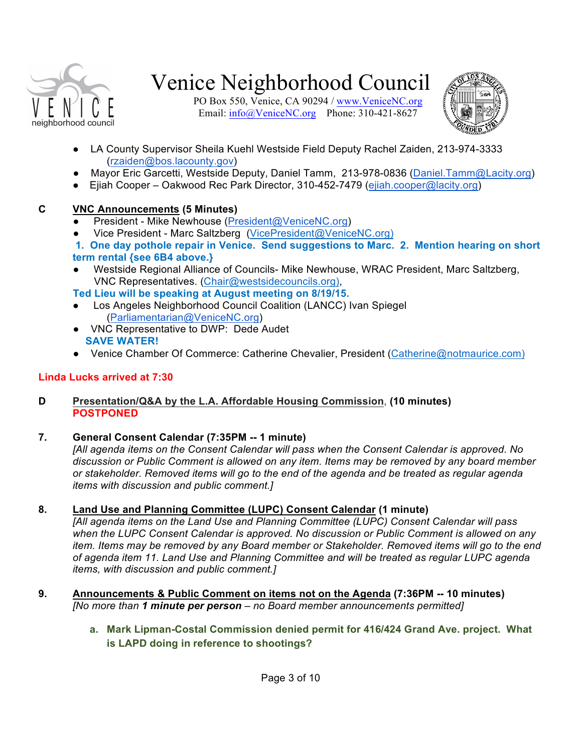# Venice Neighborhood Council

PO Box 550, Venice, CA 90294 / www.VeniceNC.org
Email: info@VeniceNC.org Phone: 310-421-8627

- LA County Supervisor Sheila Kuehl Westside Field Deputy Rachel Zaiden, 213-974-3333 (rzaiden@bos.lacounty.gov)
- Mayor Eric Garcetti, Westside Deputy, Daniel Tamm, 213-978-0836 (Daniel.Tamm@Lacity.org)
- Ejiah Cooper – Oakwood Rec Park Director, 310-452-7479 (ejiah.cooper@lacity.org)

**C** **VNC Announcements (5 Minutes)**

- President - Mike Newhouse (President@VeniceNC.org)
- Vice President - Marc Saltzberg (VicePresident@VeniceNC.org)

**1. One day pothole repair in Venice. Send suggestions to Marc. 2. Mention hearing on short term rental {see 6B4 above.}**

- Westside Regional Alliance of Councils- Mike Newhouse, WRAC President, Marc Saltzberg, VNC Representatives. (Chair@westsidecouncils.org),

**Ted Lieu will be speaking at August meeting on 8/19/15.**

- Los Angeles Neighborhood Council Coalition (LANCC) Ivan Spiegel (Parliamentarian@VeniceNC.org)
- VNC Representative to DWP: Dede Audet
  **SAVE WATER!**
- Venice Chamber Of Commerce: Catherine Chevalier, President (Catherine@notmaurice.com)

**Linda Lucks arrived at 7:30**

**D** **Presentation/Q&A by the L.A. Affordable Housing Commission, (10 minutes)**
**POSTPONED**

**7.** **General Consent Calendar (7:35PM -- 1 minute)**
*[All agenda items on the Consent Calendar will pass when the Consent Calendar is approved. No discussion or Public Comment is allowed on any item. Items may be removed by any board member or stakeholder. Removed items will go to the end of the agenda and be treated as regular agenda items with discussion and public comment.]*

**8.** **Land Use and Planning Committee (LUPC) Consent Calendar (1 minute)**
*[All agenda items on the Land Use and Planning Committee (LUPC) Consent Calendar will pass when the LUPC Consent Calendar is approved. No discussion or Public Comment is allowed on any item. Items may be removed by any Board member or Stakeholder. Removed items will go to the end of agenda item 11. Land Use and Planning Committee and will be treated as regular LUPC agenda items, with discussion and public comment.]*

**9.** **Announcements & Public Comment on items not on the Agenda (7:36PM -- 10 minutes)**
*[No more than **1 minute per person** – no Board member announcements permitted]*

a. **Mark Lipman-Costal Commission denied permit for 416/424 Grand Ave. project. What is LAPD doing in reference to shootings?**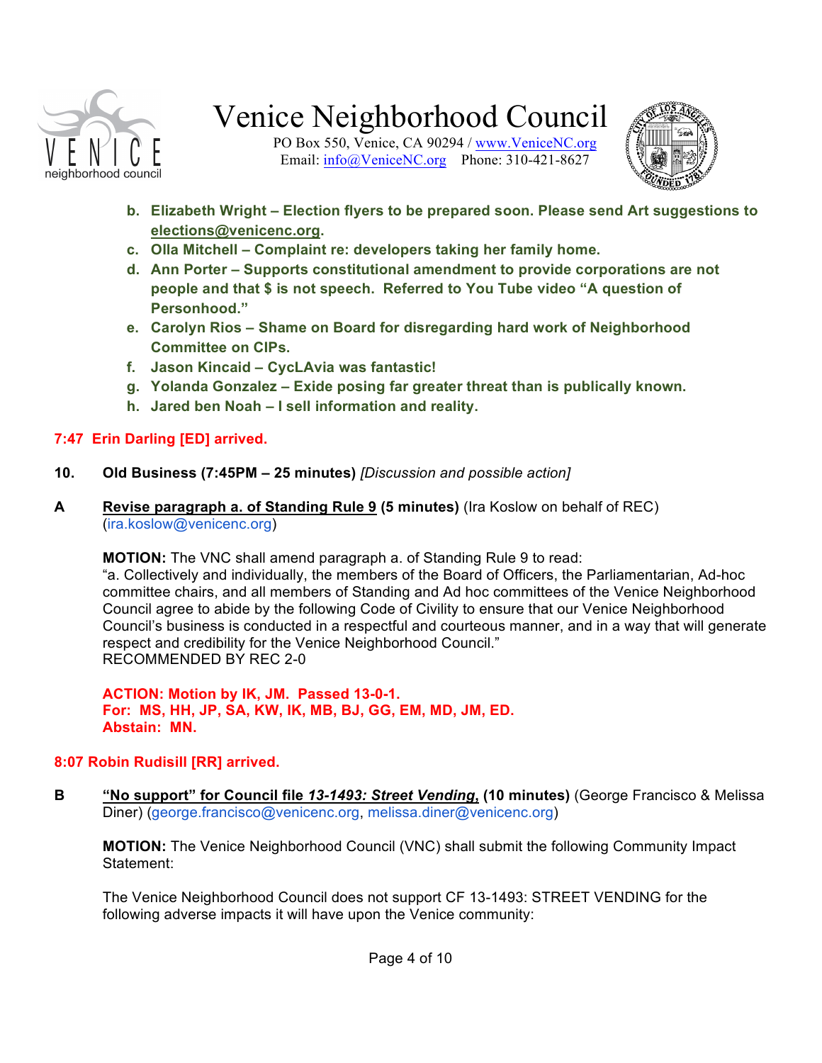b. **Elizabeth Wright – Election flyers to be prepared soon. Please send Art suggestions to elections@venicenc.org.**
c. **Olla Mitchell – Complaint re: developers taking her family home.**
d. **Ann Porter – Supports constitutional amendment to provide corporations are not people and that $ is not speech. Referred to You Tube video "A question of Personhood."**
e. **Carolyn Rios – Shame on Board for disregarding hard work of Neighborhood Committee on CIPs.**
f. **Jason Kincaid – CycLAvia was fantastic!**
g. **Yolanda Gonzalez – Exide posing far greater threat than is publically known.**
h. **Jared ben Noah – I sell information and reality.**

**7:47 Erin Darling [ED] arrived.**

**10. Old Business (7:45PM – 25 minutes)** *[Discussion and possible action]*

**A** **Revise paragraph a. of Standing Rule 9 (5 minutes)** (Ira Koslow on behalf of REC) (ira.koslow@venicenc.org)

**MOTION:** The VNC shall amend paragraph a. of Standing Rule 9 to read:
"a. Collectively and individually, the members of the Board of Officers, the Parliamentarian, Ad-hoc committee chairs, and all members of Standing and Ad hoc committees of the Venice Neighborhood Council agree to abide by the following Code of Civility to ensure that our Venice Neighborhood Council's business is conducted in a respectful and courteous manner, and in a way that will generate respect and credibility for the Venice Neighborhood Council."
RECOMMENDED BY REC 2-0

**ACTION: Motion by IK, JM. Passed 13-0-1.**
**For: MS, HH, JP, SA, KW, IK, MB, BJ, GG, EM, MD, JM, ED.**
**Abstain: MN.**

**8:07 Robin Rudisill [RR] arrived.**

**B** **"No support" for Council file *13-1493: Street Vending*, (10 minutes)** (George Francisco & Melissa Diner) (george.francisco@venicenc.org, melissa.diner@venicenc.org)

**MOTION:** The Venice Neighborhood Council (VNC) shall submit the following Community Impact Statement:

The Venice Neighborhood Council does not support CF 13-1493: STREET VENDING for the following adverse impacts it will have upon the Venice community: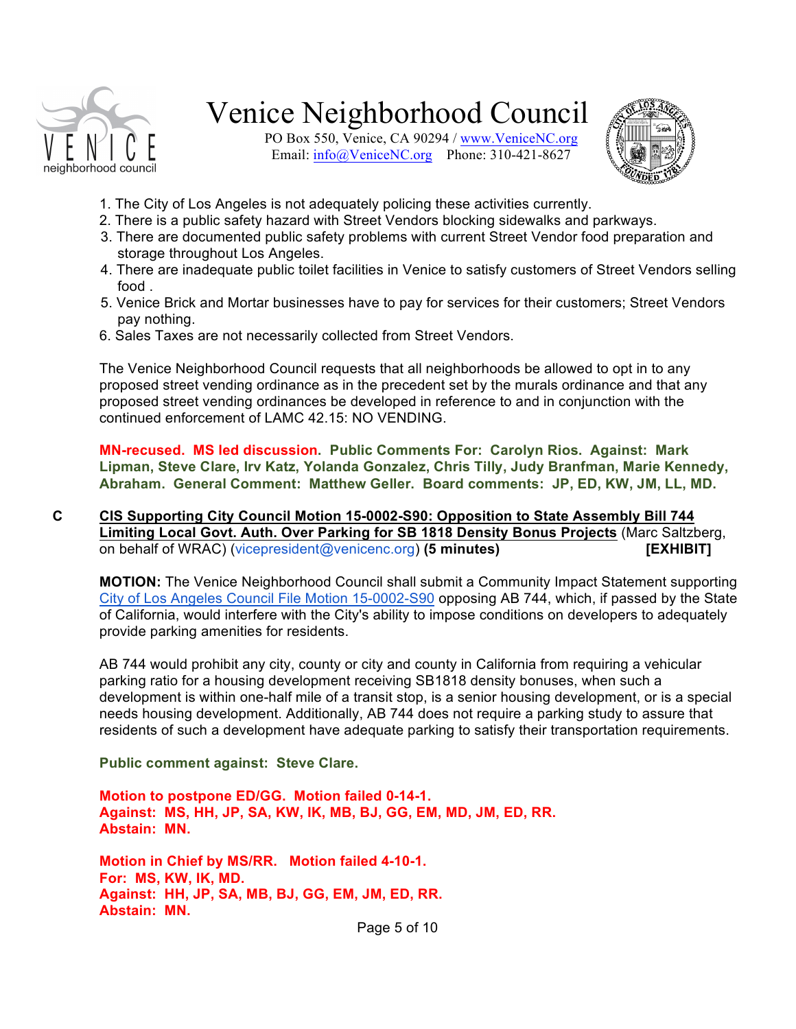1. The City of Los Angeles is not adequately policing these activities currently.
2. There is a public safety hazard with Street Vendors blocking sidewalks and parkways.
3. There are documented public safety problems with current Street Vendor food preparation and storage throughout Los Angeles.
4. There are inadequate public toilet facilities in Venice to satisfy customers of Street Vendors selling food .
5. Venice Brick and Mortar businesses have to pay for services for their customers; Street Vendors pay nothing.
6. Sales Taxes are not necessarily collected from Street Vendors.

The Venice Neighborhood Council requests that all neighborhoods be allowed to opt in to any proposed street vending ordinance as in the precedent set by the murals ordinance and that any proposed street vending ordinances be developed in reference to and in conjunction with the continued enforcement of LAMC 42.15: NO VENDING.

**MN-recused. MS led discussion. Public Comments For: Carolyn Rios. Against: Mark Lipman, Steve Clare, Irv Katz, Yolanda Gonzalez, Chris Tilly, Judy Branfman, Marie Kennedy, Abraham. General Comment: Matthew Geller. Board comments: JP, ED, KW, JM, LL, MD.**

**C** **CIS Supporting City Council Motion 15-0002-S90: Opposition to State Assembly Bill 744 Limiting Local Govt. Auth. Over Parking for SB 1818 Density Bonus Projects** (Marc Saltzberg, on behalf of WRAC) (vicepresident@venicenc.org) **(5 minutes)** **[EXHIBIT]**

**MOTION:** The Venice Neighborhood Council shall submit a Community Impact Statement supporting City of Los Angeles Council File Motion 15-0002-S90 opposing AB 744, which, if passed by the State of California, would interfere with the City's ability to impose conditions on developers to adequately provide parking amenities for residents.

AB 744 would prohibit any city, county or city and county in California from requiring a vehicular parking ratio for a housing development receiving SB1818 density bonuses, when such a development is within one-half mile of a transit stop, is a senior housing development, or is a special needs housing development. Additionally, AB 744 does not require a parking study to assure that residents of such a development have adequate parking to satisfy their transportation requirements.

**Public comment against: Steve Clare.**

**Motion to postpone ED/GG. Motion failed 0-14-1.**
**Against: MS, HH, JP, SA, KW, IK, MB, BJ, GG, EM, MD, JM, ED, RR.**
**Abstain: MN.**

**Motion in Chief by MS/RR. Motion failed 4-10-1.**
**For: MS, KW, IK, MD.**
**Against: HH, JP, SA, MB, BJ, GG, EM, JM, ED, RR.**
**Abstain: MN.**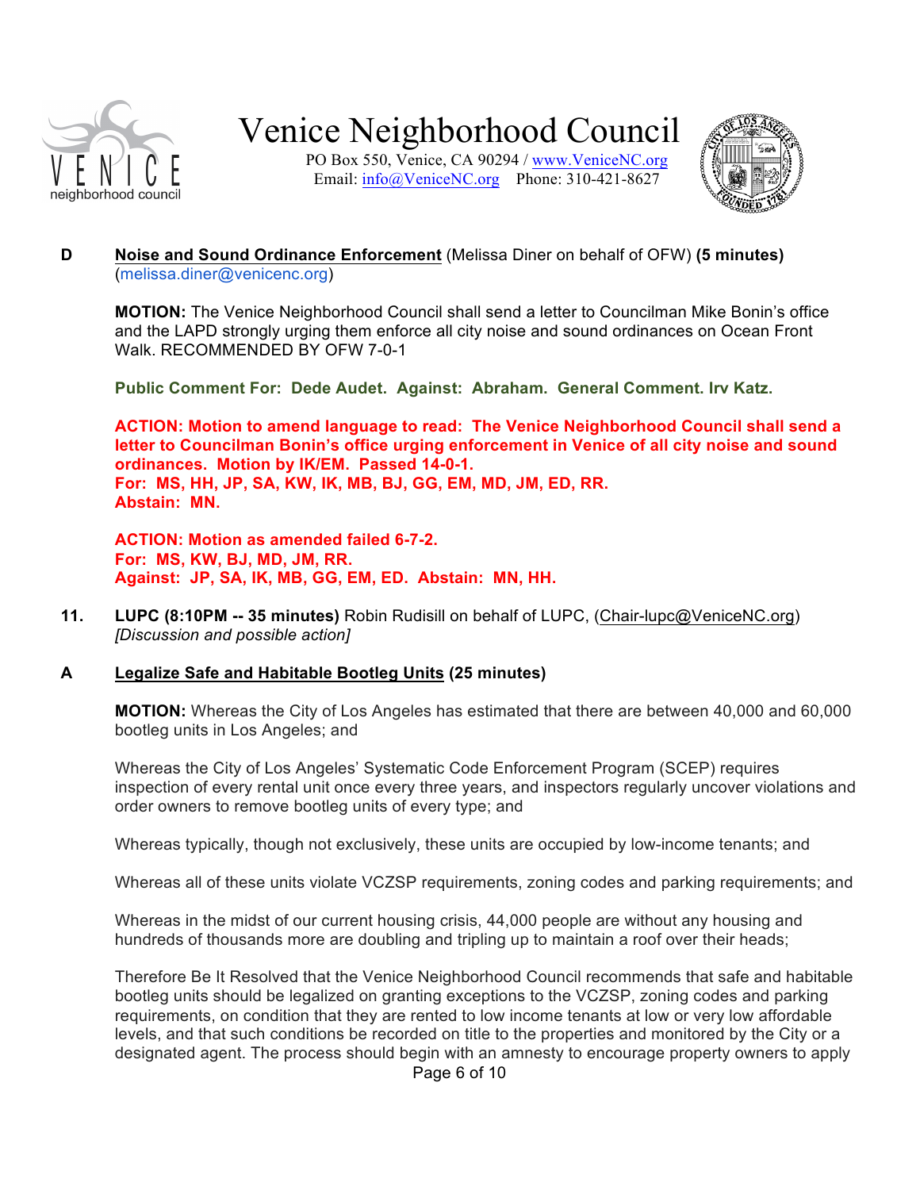**D** **Noise and Sound Ordinance Enforcement** (Melissa Diner on behalf of OFW) **(5 minutes)** (melissa.diner@venicenc.org)

**MOTION:** The Venice Neighborhood Council shall send a letter to Councilman Mike Bonin's office and the LAPD strongly urging them enforce all city noise and sound ordinances on Ocean Front Walk. RECOMMENDED BY OFW 7-0-1

**Public Comment For: Dede Audet. Against: Abraham. General Comment. Irv Katz.**

**ACTION: Motion to amend language to read: The Venice Neighborhood Council shall send a letter to Councilman Bonin's office urging enforcement in Venice of all city noise and sound ordinances. Motion by IK/EM. Passed 14-0-1.**
**For: MS, HH, JP, SA, KW, IK, MB, BJ, GG, EM, MD, JM, ED, RR.**
**Abstain: MN.**

**ACTION: Motion as amended failed 6-7-2.**
**For: MS, KW, BJ, MD, JM, RR.**
**Against: JP, SA, IK, MB, GG, EM, ED. Abstain: MN, HH.**

**11.** **LUPC (8:10PM -- 35 minutes)** Robin Rudisill on behalf of LUPC, (Chair-lupc@VeniceNC.org) *[Discussion and possible action]*

**A** **Legalize Safe and Habitable Bootleg Units (25 minutes)**

**MOTION:** Whereas the City of Los Angeles has estimated that there are between 40,000 and 60,000 bootleg units in Los Angeles; and

Whereas the City of Los Angeles' Systematic Code Enforcement Program (SCEP) requires inspection of every rental unit once every three years, and inspectors regularly uncover violations and order owners to remove bootleg units of every type; and

Whereas typically, though not exclusively, these units are occupied by low-income tenants; and

Whereas all of these units violate VCZSP requirements, zoning codes and parking requirements; and

Whereas in the midst of our current housing crisis, 44,000 people are without any housing and hundreds of thousands more are doubling and tripling up to maintain a roof over their heads;

Therefore Be It Resolved that the Venice Neighborhood Council recommends that safe and habitable bootleg units should be legalized on granting exceptions to the VCZSP, zoning codes and parking requirements, on condition that they are rented to low income tenants at low or very low affordable levels, and that such conditions be recorded on title to the properties and monitored by the City or a designated agent. The process should begin with an amnesty to encourage property owners to apply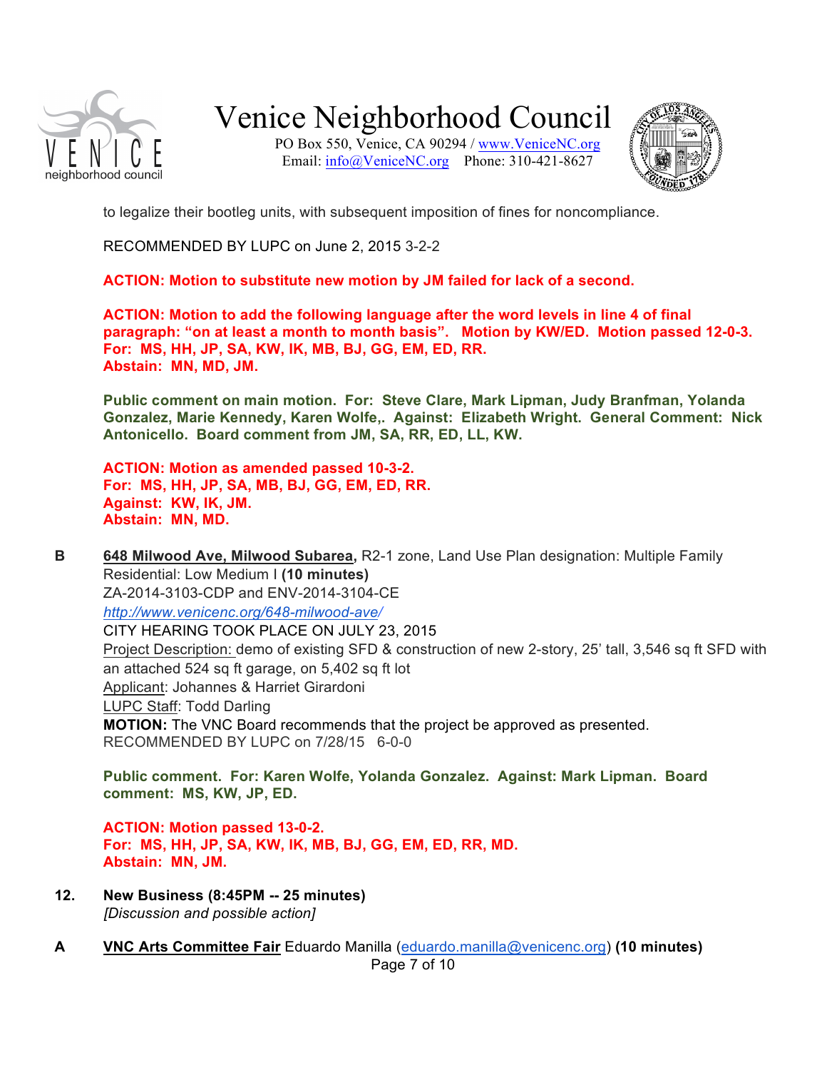to legalize their bootleg units, with subsequent imposition of fines for noncompliance.

RECOMMENDED BY LUPC on June 2, 2015 3-2-2

**ACTION: Motion to substitute new motion by JM failed for lack of a second.**

**ACTION: Motion to add the following language after the word levels in line 4 of final paragraph: "on at least a month to month basis". Motion by KW/ED. Motion passed 12-0-3.**
**For: MS, HH, JP, SA, KW, IK, MB, BJ, GG, EM, ED, RR.**
**Abstain: MN, MD, JM.**

**Public comment on main motion. For: Steve Clare, Mark Lipman, Judy Branfman, Yolanda Gonzalez, Marie Kennedy, Karen Wolfe,. Against: Elizabeth Wright. General Comment: Nick Antonicello. Board comment from JM, SA, RR, ED, LL, KW.**

**ACTION: Motion as amended passed 10-3-2.**
**For: MS, HH, JP, SA, MB, BJ, GG, EM, ED, RR.**
**Against: KW, IK, JM.**
**Abstain: MN, MD.**

**B** **648 Milwood Ave, Milwood Subarea,** R2-1 zone, Land Use Plan designation: Multiple Family Residential: Low Medium I **(10 minutes)**
ZA-2014-3103-CDP and ENV-2014-3104-CE
*http://www.venicenc.org/648-milwood-ave/*
CITY HEARING TOOK PLACE ON JULY 23, 2015
Project Description: demo of existing SFD & construction of new 2-story, 25' tall, 3,546 sq ft SFD with an attached 524 sq ft garage, on 5,402 sq ft lot
Applicant: Johannes & Harriet Girardoni
LUPC Staff: Todd Darling
**MOTION:** The VNC Board recommends that the project be approved as presented.
RECOMMENDED BY LUPC on 7/28/15 6-0-0

**Public comment. For: Karen Wolfe, Yolanda Gonzalez. Against: Mark Lipman. Board comment: MS, KW, JP, ED.**

**ACTION: Motion passed 13-0-2.**
**For: MS, HH, JP, SA, KW, IK, MB, BJ, GG, EM, ED, RR, MD.**
**Abstain: MN, JM.**

**12. New Business (8:45PM -- 25 minutes)**
*[Discussion and possible action]*

**A** **VNC Arts Committee Fair** Eduardo Manilla (eduardo.manilla@venicenc.org) **(10 minutes)**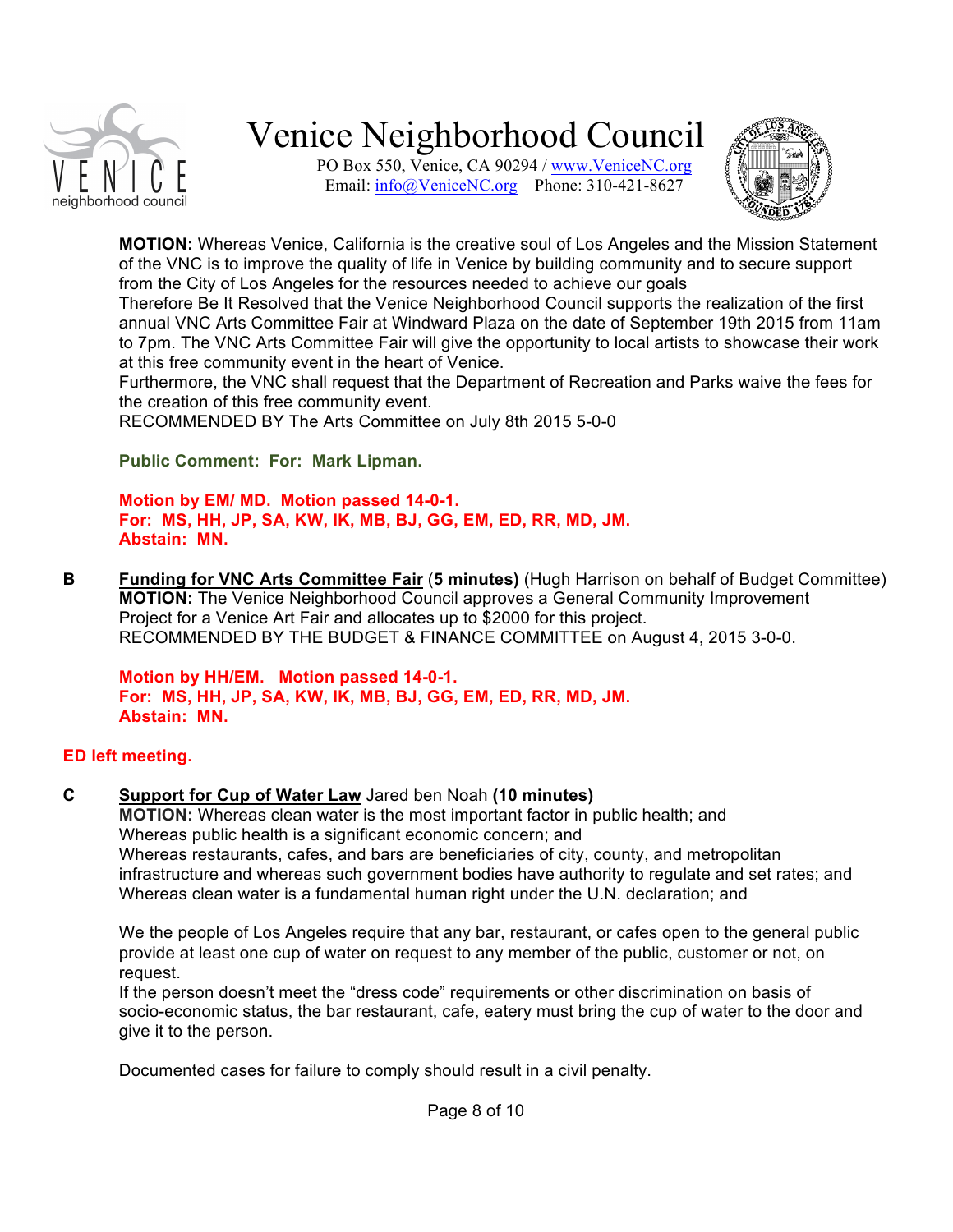**MOTION:** Whereas Venice, California is the creative soul of Los Angeles and the Mission Statement of the VNC is to improve the quality of life in Venice by building community and to secure support from the City of Los Angeles for the resources needed to achieve our goals
Therefore Be It Resolved that the Venice Neighborhood Council supports the realization of the first annual VNC Arts Committee Fair at Windward Plaza on the date of September 19th 2015 from 11am to 7pm. The VNC Arts Committee Fair will give the opportunity to local artists to showcase their work at this free community event in the heart of Venice.
Furthermore, the VNC shall request that the Department of Recreation and Parks waive the fees for the creation of this free community event.
RECOMMENDED BY The Arts Committee on July 8th 2015 5-0-0

**Public Comment: For: Mark Lipman.**

**Motion by EM/ MD. Motion passed 14-0-1.**
**For: MS, HH, JP, SA, KW, IK, MB, BJ, GG, EM, ED, RR, MD, JM.**
**Abstain: MN.**

**B** **Funding for VNC Arts Committee Fair** (**5 minutes)** (Hugh Harrison on behalf of Budget Committee)
**MOTION:** The Venice Neighborhood Council approves a General Community Improvement Project for a Venice Art Fair and allocates up to $2000 for this project.
RECOMMENDED BY THE BUDGET & FINANCE COMMITTEE on August 4, 2015 3-0-0.

**Motion by HH/EM. Motion passed 14-0-1.**
**For: MS, HH, JP, SA, KW, IK, MB, BJ, GG, EM, ED, RR, MD, JM.**
**Abstain: MN.**

**ED left meeting.**

**C** **Support for Cup of Water Law** Jared ben Noah **(10 minutes)**
**MOTION:** Whereas clean water is the most important factor in public health; and
Whereas public health is a significant economic concern; and
Whereas restaurants, cafes, and bars are beneficiaries of city, county, and metropolitan infrastructure and whereas such government bodies have authority to regulate and set rates; and
Whereas clean water is a fundamental human right under the U.N. declaration; and

We the people of Los Angeles require that any bar, restaurant, or cafes open to the general public provide at least one cup of water on request to any member of the public, customer or not, on request.
If the person doesn't meet the "dress code" requirements or other discrimination on basis of socio-economic status, the bar restaurant, cafe, eatery must bring the cup of water to the door and give it to the person.

Documented cases for failure to comply should result in a civil penalty.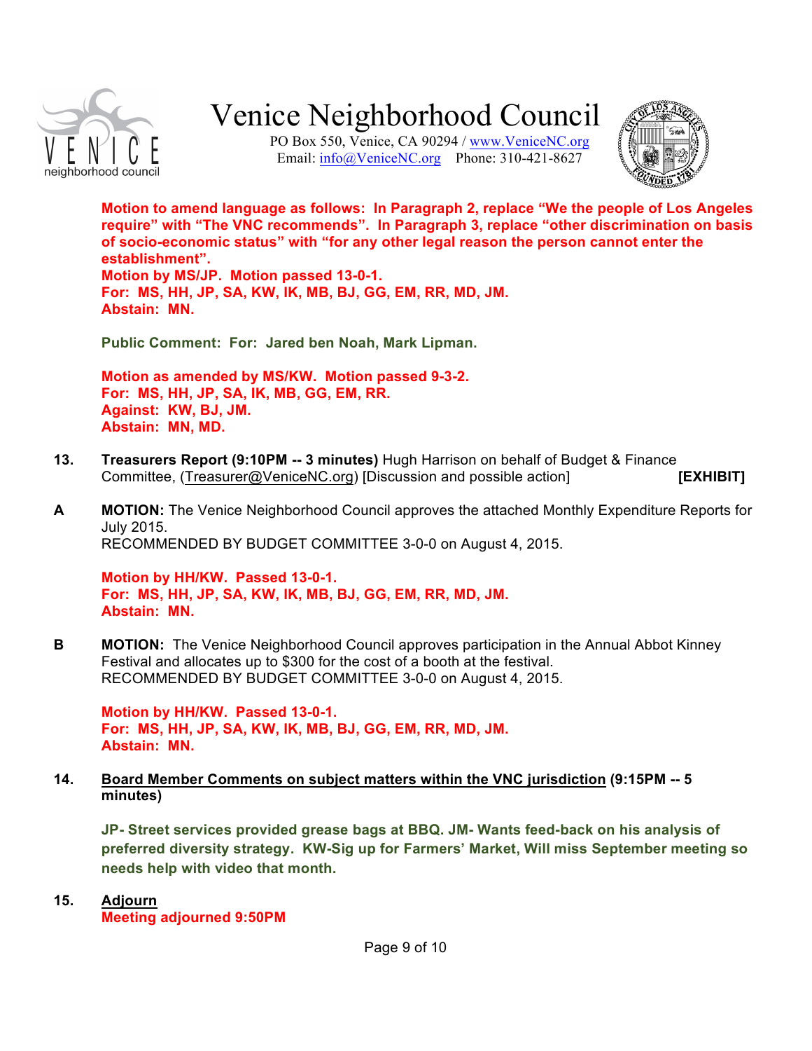**Motion to amend language as follows: In Paragraph 2, replace "We the people of Los Angeles require" with "The VNC recommends". In Paragraph 3, replace "other discrimination on basis of socio-economic status" with "for any other legal reason the person cannot enter the establishment".**
**Motion by MS/JP. Motion passed 13-0-1.**
**For: MS, HH, JP, SA, KW, IK, MB, BJ, GG, EM, RR, MD, JM.**
**Abstain: MN.**

**Public Comment: For: Jared ben Noah, Mark Lipman.**

**Motion as amended by MS/KW. Motion passed 9-3-2.**
**For: MS, HH, JP, SA, IK, MB, GG, EM, RR.**
**Against: KW, BJ, JM.**
**Abstain: MN, MD.**

**13.** **Treasurers Report (9:10PM -- 3 minutes)** Hugh Harrison on behalf of Budget & Finance Committee, (Treasurer@VeniceNC.org) [Discussion and possible action] **[EXHIBIT]**

**A** **MOTION:** The Venice Neighborhood Council approves the attached Monthly Expenditure Reports for July 2015.
RECOMMENDED BY BUDGET COMMITTEE 3-0-0 on August 4, 2015.

**Motion by HH/KW. Passed 13-0-1.**
**For: MS, HH, JP, SA, KW, IK, MB, BJ, GG, EM, RR, MD, JM.**
**Abstain: MN.**

**B** **MOTION:** The Venice Neighborhood Council approves participation in the Annual Abbot Kinney Festival and allocates up to $300 for the cost of a booth at the festival.
RECOMMENDED BY BUDGET COMMITTEE 3-0-0 on August 4, 2015.

**Motion by HH/KW. Passed 13-0-1.**
**For: MS, HH, JP, SA, KW, IK, MB, BJ, GG, EM, RR, MD, JM.**
**Abstain: MN.**

**14.** **Board Member Comments on subject matters within the VNC jurisdiction (9:15PM -- 5 minutes)**

**JP- Street services provided grease bags at BBQ. JM- Wants feed-back on his analysis of preferred diversity strategy. KW-Sig up for Farmers' Market, Will miss September meeting so needs help with video that month.**

**15.** **Adjourn**
**Meeting adjourned 9:50PM**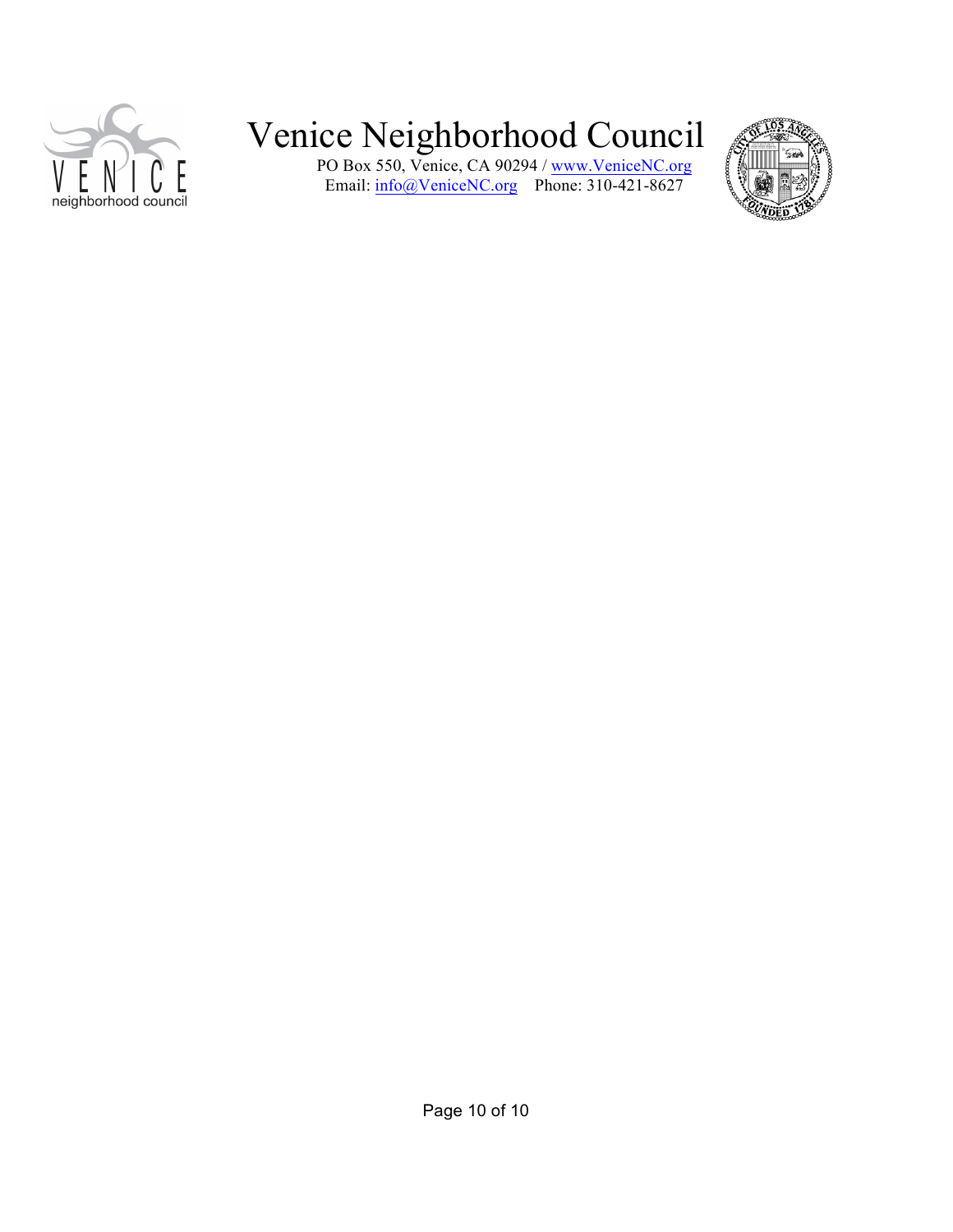# Venice Neighborhood Council

PO Box 550, Venice, CA 90294 / www.VeniceNC.org
Email: info@VeniceNC.org Phone: 310-421-8627